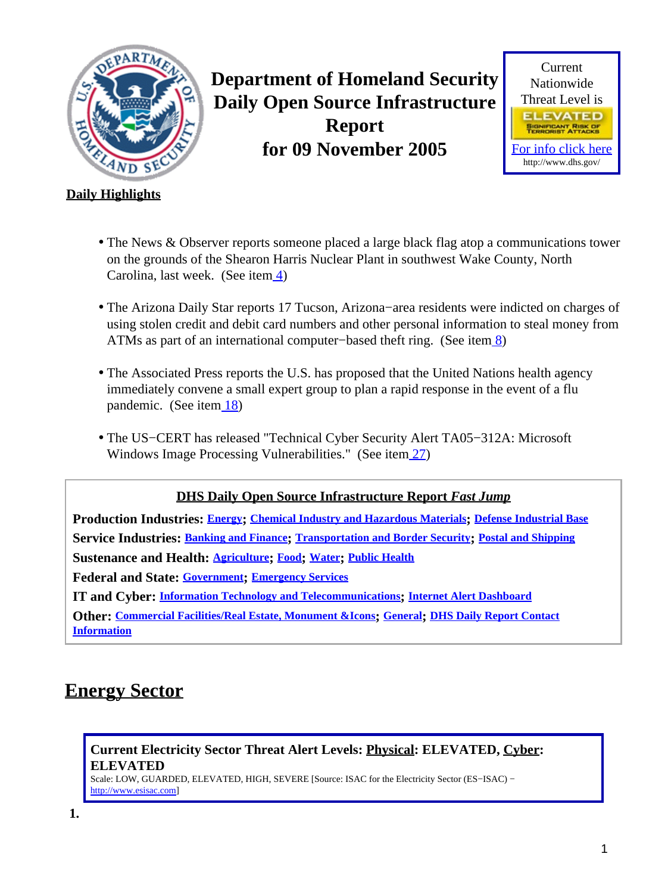# Department of Homeland Security Daily Open Source Infrastructure Report for 09 November 2005

Current Nationwide Threat Level is

ELEVATED

SIGNIFICANT RISK OF TERRORIST ATTACKS

For info click here
http://www.dhs.gov/

**Daily Highlights**

- The News & Observer reports someone placed a large black flag atop a communications tower on the grounds of the Shearon Harris Nuclear Plant in southwest Wake County, North Carolina, last week. (See item 4)
- The Arizona Daily Star reports 17 Tucson, Arizona−area residents were indicted on charges of using stolen credit and debit card numbers and other personal information to steal money from ATMs as part of an international computer−based theft ring. (See item 8)
- The Associated Press reports the U.S. has proposed that the United Nations health agency immediately convene a small expert group to plan a rapid response in the event of a flu pandemic. (See item 18)
- The US−CERT has released "Technical Cyber Security Alert TA05−312A: Microsoft Windows Image Processing Vulnerabilities." (See item 27)

**DHS Daily Open Source Infrastructure Report *Fast Jump***

**Production Industries:** Energy; Chemical Industry and Hazardous Materials; Defense Industrial Base

**Service Industries:** Banking and Finance; Transportation and Border Security; Postal and Shipping

**Sustenance and Health:** Agriculture; Food; Water; Public Health

**Federal and State:** Government; Emergency Services

**IT and Cyber:** Information Technology and Telecommunications; Internet Alert Dashboard

**Other:** Commercial Facilities/Real Estate, Monument &Icons; General; DHS Daily Report Contact Information

## Energy Sector

**Current Electricity Sector Threat Alert Levels: Physical: ELEVATED, Cyber: ELEVATED**

Scale: LOW, GUARDED, ELEVATED, HIGH, SEVERE [Source: ISAC for the Electricity Sector (ES−ISAC) − http://www.esisac.com]

**1.**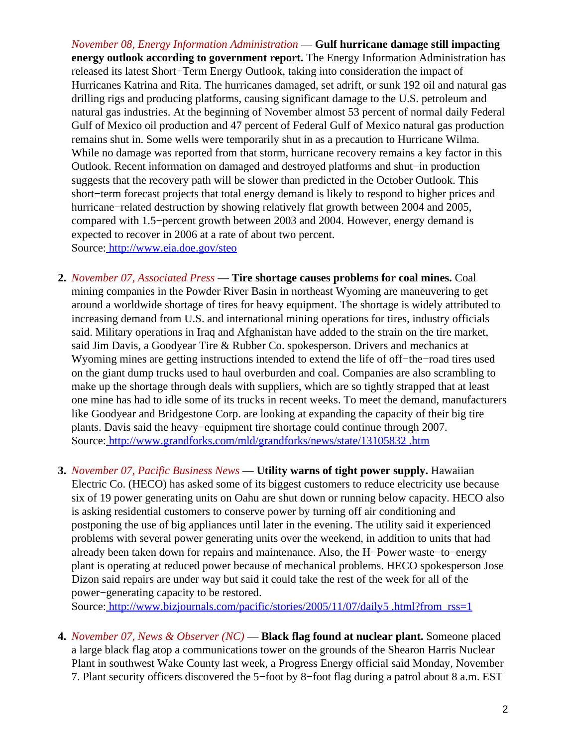*November 08, Energy Information Administration* — **Gulf hurricane damage still impacting energy outlook according to government report.** The Energy Information Administration has released its latest Short−Term Energy Outlook, taking into consideration the impact of Hurricanes Katrina and Rita. The hurricanes damaged, set adrift, or sunk 192 oil and natural gas drilling rigs and producing platforms, causing significant damage to the U.S. petroleum and natural gas industries. At the beginning of November almost 53 percent of normal daily Federal Gulf of Mexico oil production and 47 percent of Federal Gulf of Mexico natural gas production remains shut in. Some wells were temporarily shut in as a precaution to Hurricane Wilma. While no damage was reported from that storm, hurricane recovery remains a key factor in this Outlook. Recent information on damaged and destroyed platforms and shut−in production suggests that the recovery path will be slower than predicted in the October Outlook. This short−term forecast projects that total energy demand is likely to respond to higher prices and hurricane−related destruction by showing relatively flat growth between 2004 and 2005, compared with 1.5−percent growth between 2003 and 2004. However, energy demand is expected to recover in 2006 at a rate of about two percent.
Source: http://www.eia.doe.gov/steo

2. *November 07, Associated Press* — **Tire shortage causes problems for coal mines.** Coal mining companies in the Powder River Basin in northeast Wyoming are maneuvering to get around a worldwide shortage of tires for heavy equipment. The shortage is widely attributed to increasing demand from U.S. and international mining operations for tires, industry officials said. Military operations in Iraq and Afghanistan have added to the strain on the tire market, said Jim Davis, a Goodyear Tire & Rubber Co. spokesperson. Drivers and mechanics at Wyoming mines are getting instructions intended to extend the life of off−the−road tires used on the giant dump trucks used to haul overburden and coal. Companies are also scrambling to make up the shortage through deals with suppliers, which are so tightly strapped that at least one mine has had to idle some of its trucks in recent weeks. To meet the demand, manufacturers like Goodyear and Bridgestone Corp. are looking at expanding the capacity of their big tire plants. Davis said the heavy−equipment tire shortage could continue through 2007.
Source: http://www.grandforks.com/mld/grandforks/news/state/13105832 .htm

3. *November 07, Pacific Business News* — **Utility warns of tight power supply.** Hawaiian Electric Co. (HECO) has asked some of its biggest customers to reduce electricity use because six of 19 power generating units on Oahu are shut down or running below capacity. HECO also is asking residential customers to conserve power by turning off air conditioning and postponing the use of big appliances until later in the evening. The utility said it experienced problems with several power generating units over the weekend, in addition to units that had already been taken down for repairs and maintenance. Also, the H−Power waste−to−energy plant is operating at reduced power because of mechanical problems. HECO spokesperson Jose Dizon said repairs are under way but said it could take the rest of the week for all of the power−generating capacity to be restored.
Source: http://www.bizjournals.com/pacific/stories/2005/11/07/daily5 .html?from_rss=1

4. *November 07, News & Observer (NC)* — **Black flag found at nuclear plant.** Someone placed a large black flag atop a communications tower on the grounds of the Shearon Harris Nuclear Plant in southwest Wake County last week, a Progress Energy official said Monday, November 7. Plant security officers discovered the 5−foot by 8−foot flag during a patrol about 8 a.m. EST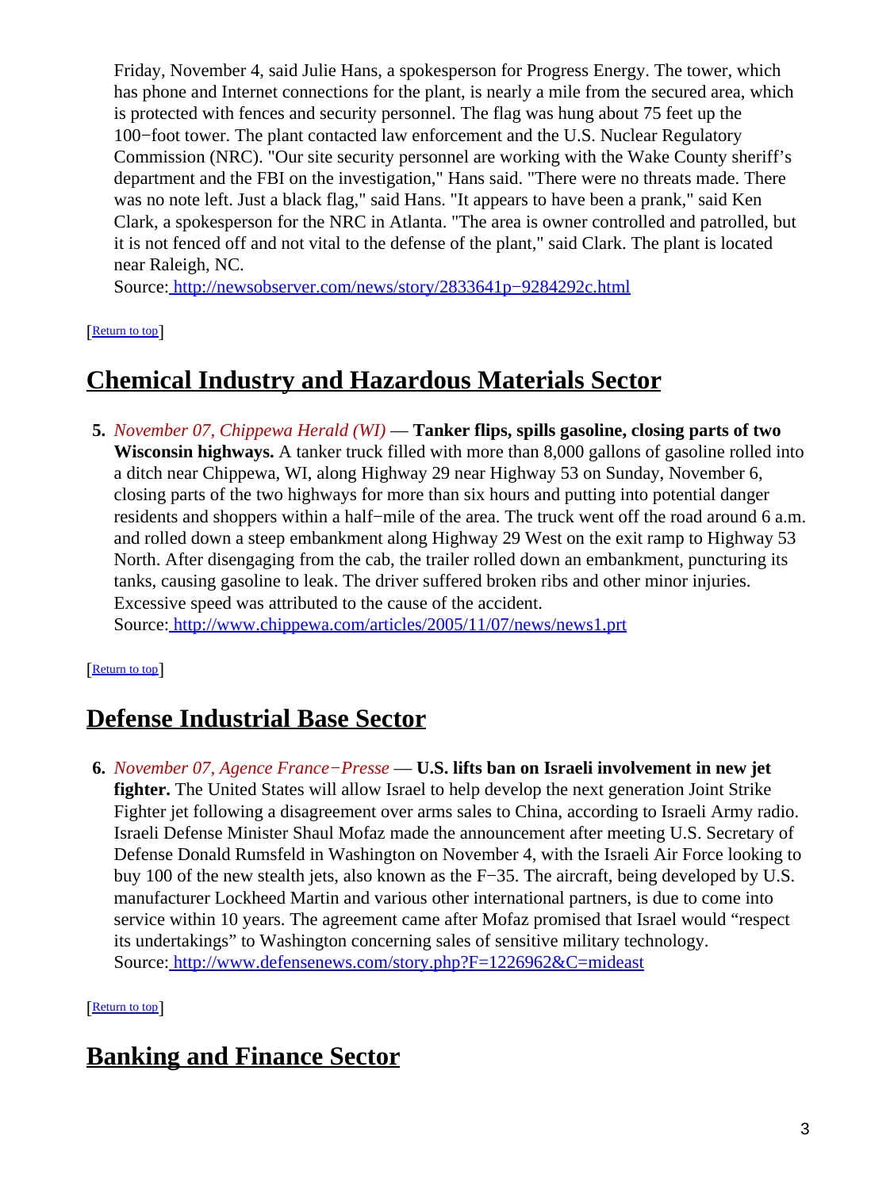Friday, November 4, said Julie Hans, a spokesperson for Progress Energy. The tower, which has phone and Internet connections for the plant, is nearly a mile from the secured area, which is protected with fences and security personnel. The flag was hung about 75 feet up the 100−foot tower. The plant contacted law enforcement and the U.S. Nuclear Regulatory Commission (NRC). "Our site security personnel are working with the Wake County sheriff's department and the FBI on the investigation," Hans said. "There were no threats made. There was no note left. Just a black flag," said Hans. "It appears to have been a prank," said Ken Clark, a spokesperson for the NRC in Atlanta. "The area is owner controlled and patrolled, but it is not fenced off and not vital to the defense of the plant," said Clark. The plant is located near Raleigh, NC.
Source: http://newsobserver.com/news/story/2833641p−9284292c.html

[Return to top]

## Chemical Industry and Hazardous Materials Sector

5. *November 07, Chippewa Herald (WI)* — **Tanker flips, spills gasoline, closing parts of two Wisconsin highways.** A tanker truck filled with more than 8,000 gallons of gasoline rolled into a ditch near Chippewa, WI, along Highway 29 near Highway 53 on Sunday, November 6, closing parts of the two highways for more than six hours and putting into potential danger residents and shoppers within a half−mile of the area. The truck went off the road around 6 a.m. and rolled down a steep embankment along Highway 29 West on the exit ramp to Highway 53 North. After disengaging from the cab, the trailer rolled down an embankment, puncturing its tanks, causing gasoline to leak. The driver suffered broken ribs and other minor injuries. Excessive speed was attributed to the cause of the accident.
Source: http://www.chippewa.com/articles/2005/11/07/news/news1.prt

[Return to top]

## Defense Industrial Base Sector

6. *November 07, Agence France−Presse* — **U.S. lifts ban on Israeli involvement in new jet fighter.** The United States will allow Israel to help develop the next generation Joint Strike Fighter jet following a disagreement over arms sales to China, according to Israeli Army radio. Israeli Defense Minister Shaul Mofaz made the announcement after meeting U.S. Secretary of Defense Donald Rumsfeld in Washington on November 4, with the Israeli Air Force looking to buy 100 of the new stealth jets, also known as the F−35. The aircraft, being developed by U.S. manufacturer Lockheed Martin and various other international partners, is due to come into service within 10 years. The agreement came after Mofaz promised that Israel would "respect its undertakings" to Washington concerning sales of sensitive military technology.
Source: http://www.defensenews.com/story.php?F=1226962&C=mideast

[Return to top]

## Banking and Finance Sector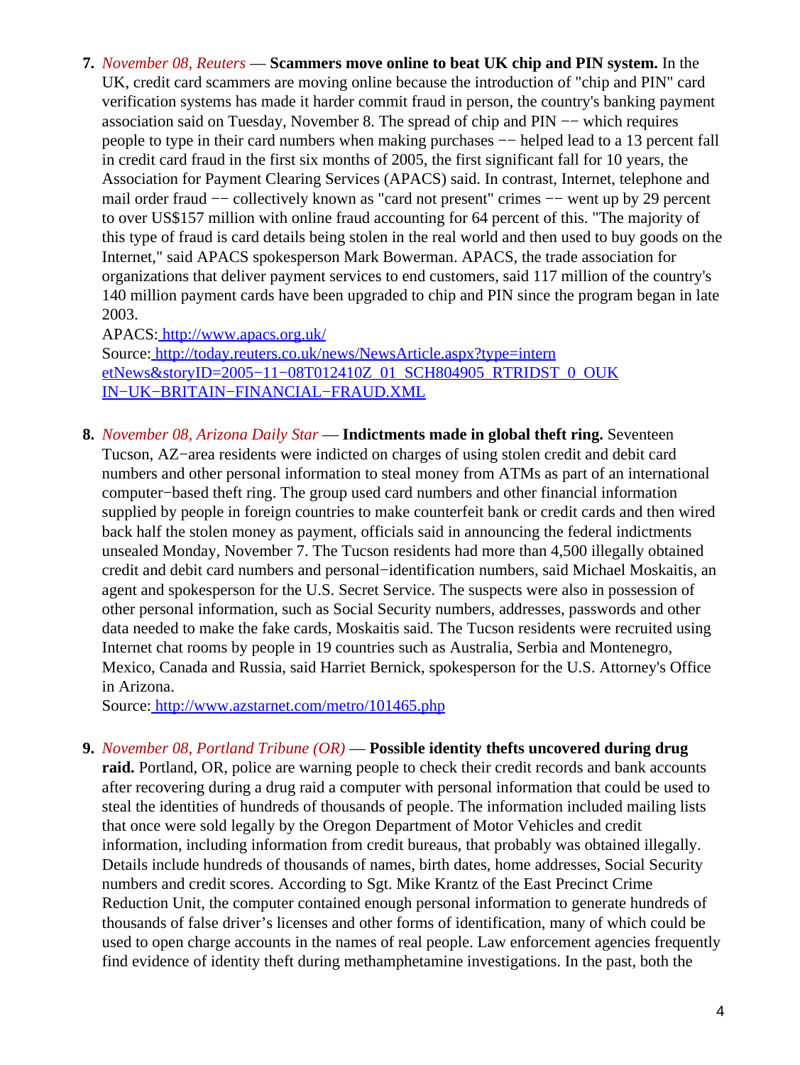7. *November 08, Reuters* — **Scammers move online to beat UK chip and PIN system.** In the UK, credit card scammers are moving online because the introduction of "chip and PIN" card verification systems has made it harder commit fraud in person, the country's banking payment association said on Tuesday, November 8. The spread of chip and PIN −− which requires people to type in their card numbers when making purchases −− helped lead to a 13 percent fall in credit card fraud in the first six months of 2005, the first significant fall for 10 years, the Association for Payment Clearing Services (APACS) said. In contrast, Internet, telephone and mail order fraud −− collectively known as "card not present" crimes −− went up by 29 percent to over US$157 million with online fraud accounting for 64 percent of this. "The majority of this type of fraud is card details being stolen in the real world and then used to buy goods on the Internet," said APACS spokesperson Mark Bowerman. APACS, the trade association for organizations that deliver payment services to end customers, said 117 million of the country's 140 million payment cards have been upgraded to chip and PIN since the program began in late 2003.
   APACS: http://www.apacs.org.uk/
   Source: http://today.reuters.co.uk/news/NewsArticle.aspx?type=internetNews&storyID=2005−11−08T012410Z_01_SCH804905_RTRIDST_0_OUKIN−UK−BRITAIN−FINANCIAL−FRAUD.XML

8. *November 08, Arizona Daily Star* — **Indictments made in global theft ring.** Seventeen Tucson, AZ−area residents were indicted on charges of using stolen credit and debit card numbers and other personal information to steal money from ATMs as part of an international computer−based theft ring. The group used card numbers and other financial information supplied by people in foreign countries to make counterfeit bank or credit cards and then wired back half the stolen money as payment, officials said in announcing the federal indictments unsealed Monday, November 7. The Tucson residents had more than 4,500 illegally obtained credit and debit card numbers and personal−identification numbers, said Michael Moskaitis, an agent and spokesperson for the U.S. Secret Service. The suspects were also in possession of other personal information, such as Social Security numbers, addresses, passwords and other data needed to make the fake cards, Moskaitis said. The Tucson residents were recruited using Internet chat rooms by people in 19 countries such as Australia, Serbia and Montenegro, Mexico, Canada and Russia, said Harriet Bernick, spokesperson for the U.S. Attorney's Office in Arizona.
   Source: http://www.azstarnet.com/metro/101465.php

9. *November 08, Portland Tribune (OR)* — **Possible identity thefts uncovered during drug raid.** Portland, OR, police are warning people to check their credit records and bank accounts after recovering during a drug raid a computer with personal information that could be used to steal the identities of hundreds of thousands of people. The information included mailing lists that once were sold legally by the Oregon Department of Motor Vehicles and credit information, including information from credit bureaus, that probably was obtained illegally. Details include hundreds of thousands of names, birth dates, home addresses, Social Security numbers and credit scores. According to Sgt. Mike Krantz of the East Precinct Crime Reduction Unit, the computer contained enough personal information to generate hundreds of thousands of false driver's licenses and other forms of identification, many of which could be used to open charge accounts in the names of real people. Law enforcement agencies frequently find evidence of identity theft during methamphetamine investigations. In the past, both the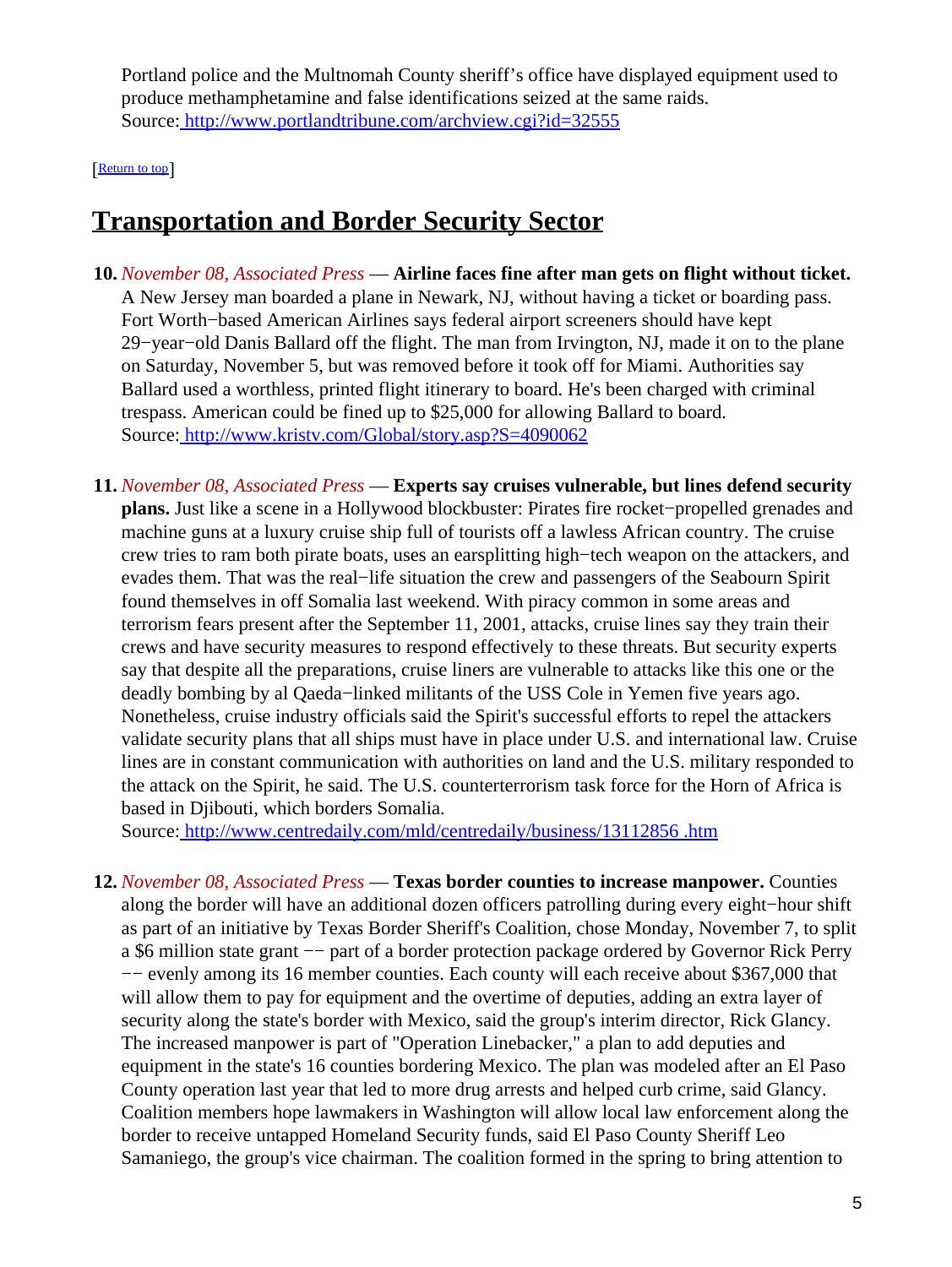Portland police and the Multnomah County sheriff's office have displayed equipment used to produce methamphetamine and false identifications seized at the same raids.
Source: [http://www.portlandtribune.com/archview.cgi?id=32555](http://www.portlandtribune.com/archview.cgi?id=32555)

[Return to top]

## Transportation and Border Security Sector

10. *November 08, Associated Press* — **Airline faces fine after man gets on flight without ticket.** A New Jersey man boarded a plane in Newark, NJ, without having a ticket or boarding pass. Fort Worth−based American Airlines says federal airport screeners should have kept 29−year−old Danis Ballard off the flight. The man from Irvington, NJ, made it on to the plane on Saturday, November 5, but was removed before it took off for Miami. Authorities say Ballard used a worthless, printed flight itinerary to board. He's been charged with criminal trespass. American could be fined up to $25,000 for allowing Ballard to board.
Source: [http://www.kristv.com/Global/story.asp?S=4090062](http://www.kristv.com/Global/story.asp?S=4090062)

11. *November 08, Associated Press* — **Experts say cruises vulnerable, but lines defend security plans.** Just like a scene in a Hollywood blockbuster: Pirates fire rocket−propelled grenades and machine guns at a luxury cruise ship full of tourists off a lawless African country. The cruise crew tries to ram both pirate boats, uses an earsplitting high−tech weapon on the attackers, and evades them. That was the real−life situation the crew and passengers of the Seabourn Spirit found themselves in off Somalia last weekend. With piracy common in some areas and terrorism fears present after the September 11, 2001, attacks, cruise lines say they train their crews and have security measures to respond effectively to these threats. But security experts say that despite all the preparations, cruise liners are vulnerable to attacks like this one or the deadly bombing by al Qaeda−linked militants of the USS Cole in Yemen five years ago. Nonetheless, cruise industry officials said the Spirit's successful efforts to repel the attackers validate security plans that all ships must have in place under U.S. and international law. Cruise lines are in constant communication with authorities on land and the U.S. military responded to the attack on the Spirit, he said. The U.S. counterterrorism task force for the Horn of Africa is based in Djibouti, which borders Somalia.
Source: [http://www.centredaily.com/mld/centredaily/business/13112856 .htm](http://www.centredaily.com/mld/centredaily/business/13112856.htm)

12. *November 08, Associated Press* — **Texas border counties to increase manpower.** Counties along the border will have an additional dozen officers patrolling during every eight−hour shift as part of an initiative by Texas Border Sheriff's Coalition, chose Monday, November 7, to split a $6 million state grant −− part of a border protection package ordered by Governor Rick Perry −− evenly among its 16 member counties. Each county will each receive about $367,000 that will allow them to pay for equipment and the overtime of deputies, adding an extra layer of security along the state's border with Mexico, said the group's interim director, Rick Glancy. The increased manpower is part of "Operation Linebacker," a plan to add deputies and equipment in the state's 16 counties bordering Mexico. The plan was modeled after an El Paso County operation last year that led to more drug arrests and helped curb crime, said Glancy. Coalition members hope lawmakers in Washington will allow local law enforcement along the border to receive untapped Homeland Security funds, said El Paso County Sheriff Leo Samaniego, the group's vice chairman. The coalition formed in the spring to bring attention to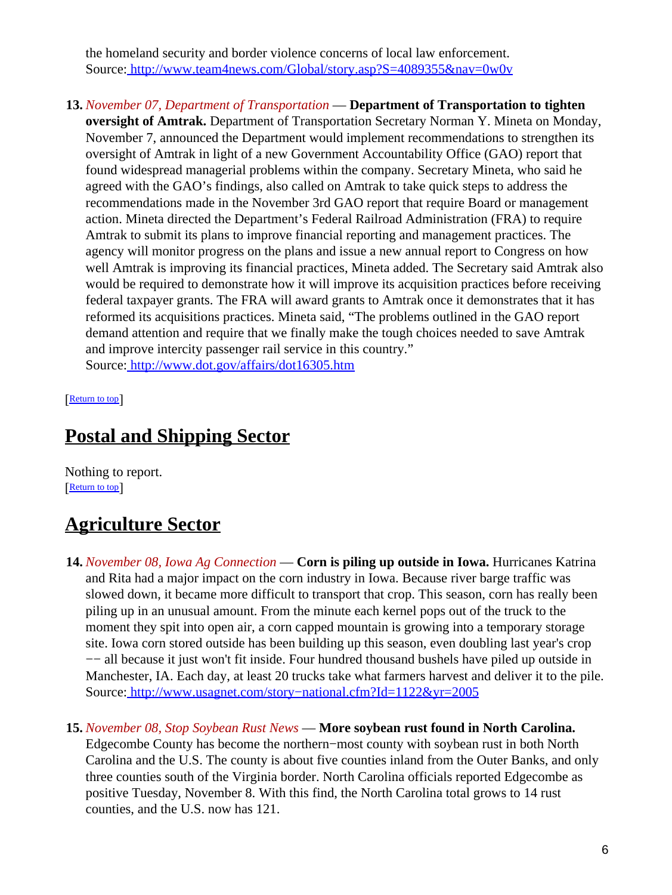the homeland security and border violence concerns of local law enforcement.
Source: [http://www.team4news.com/Global/story.asp?S=4089355&nav=0w0v](http://www.team4news.com/Global/story.asp?S=4089355&nav=0w0v)

13. *November 07, Department of Transportation* — **Department of Transportation to tighten oversight of Amtrak.** Department of Transportation Secretary Norman Y. Mineta on Monday, November 7, announced the Department would implement recommendations to strengthen its oversight of Amtrak in light of a new Government Accountability Office (GAO) report that found widespread managerial problems within the company. Secretary Mineta, who said he agreed with the GAO's findings, also called on Amtrak to take quick steps to address the recommendations made in the November 3rd GAO report that require Board or management action. Mineta directed the Department's Federal Railroad Administration (FRA) to require Amtrak to submit its plans to improve financial reporting and management practices. The agency will monitor progress on the plans and issue a new annual report to Congress on how well Amtrak is improving its financial practices, Mineta added. The Secretary said Amtrak also would be required to demonstrate how it will improve its acquisition practices before receiving federal taxpayer grants. The FRA will award grants to Amtrak once it demonstrates that it has reformed its acquisitions practices. Mineta said, "The problems outlined in the GAO report demand attention and require that we finally make the tough choices needed to save Amtrak and improve intercity passenger rail service in this country."
Source: [http://www.dot.gov/affairs/dot16305.htm](http://www.dot.gov/affairs/dot16305.htm)

[Return to top]

## Postal and Shipping Sector

Nothing to report.
[Return to top]

## Agriculture Sector

14. *November 08, Iowa Ag Connection* — **Corn is piling up outside in Iowa.** Hurricanes Katrina and Rita had a major impact on the corn industry in Iowa. Because river barge traffic was slowed down, it became more difficult to transport that crop. This season, corn has really been piling up in an unusual amount. From the minute each kernel pops out of the truck to the moment they spit into open air, a corn capped mountain is growing into a temporary storage site. Iowa corn stored outside has been building up this season, even doubling last year's crop −− all because it just won't fit inside. Four hundred thousand bushels have piled up outside in Manchester, IA. Each day, at least 20 trucks take what farmers harvest and deliver it to the pile.
Source: [http://www.usagnet.com/story−national.cfm?Id=1122&yr=2005](http://www.usagnet.com/story−national.cfm?Id=1122&yr=2005)

15. *November 08, Stop Soybean Rust News* — **More soybean rust found in North Carolina.** Edgecombe County has become the northern−most county with soybean rust in both North Carolina and the U.S. The county is about five counties inland from the Outer Banks, and only three counties south of the Virginia border. North Carolina officials reported Edgecombe as positive Tuesday, November 8. With this find, the North Carolina total grows to 14 rust counties, and the U.S. now has 121.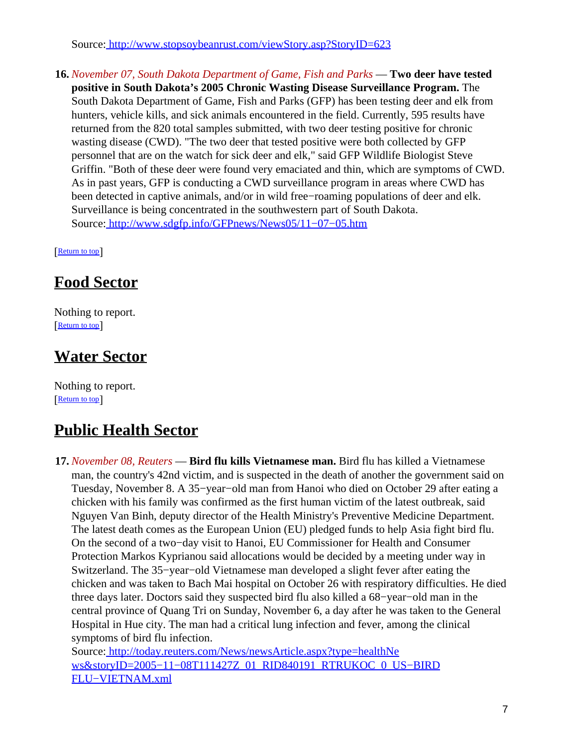Source: [http://www.stopsoybeanrust.com/viewStory.asp?StoryID=623](http://www.stopsoybeanrust.com/viewStory.asp?StoryID=623)

16. *November 07, South Dakota Department of Game, Fish and Parks* — **Two deer have tested positive in South Dakota's 2005 Chronic Wasting Disease Surveillance Program.** The South Dakota Department of Game, Fish and Parks (GFP) has been testing deer and elk from hunters, vehicle kills, and sick animals encountered in the field. Currently, 595 results have returned from the 820 total samples submitted, with two deer testing positive for chronic wasting disease (CWD). "The two deer that tested positive were both collected by GFP personnel that are on the watch for sick deer and elk," said GFP Wildlife Biologist Steve Griffin. "Both of these deer were found very emaciated and thin, which are symptoms of CWD. As in past years, GFP is conducting a CWD surveillance program in areas where CWD has been detected in captive animals, and/or in wild free−roaming populations of deer and elk. Surveillance is being concentrated in the southwestern part of South Dakota.
Source: [http://www.sdgfp.info/GFPnews/News05/11−07−05.htm](http://www.sdgfp.info/GFPnews/News05/11−07−05.htm)

[Return to top]

# Food Sector

Nothing to report.
[Return to top]

# Water Sector

Nothing to report.
[Return to top]

# Public Health Sector

17. *November 08, Reuters* — **Bird flu kills Vietnamese man.** Bird flu has killed a Vietnamese man, the country's 42nd victim, and is suspected in the death of another the government said on Tuesday, November 8. A 35−year−old man from Hanoi who died on October 29 after eating a chicken with his family was confirmed as the first human victim of the latest outbreak, said Nguyen Van Binh, deputy director of the Health Ministry's Preventive Medicine Department. The latest death comes as the European Union (EU) pledged funds to help Asia fight bird flu. On the second of a two−day visit to Hanoi, EU Commissioner for Health and Consumer Protection Markos Kyprianou said allocations would be decided by a meeting under way in Switzerland. The 35−year−old Vietnamese man developed a slight fever after eating the chicken and was taken to Bach Mai hospital on October 26 with respiratory difficulties. He died three days later. Doctors said they suspected bird flu also killed a 68−year−old man in the central province of Quang Tri on Sunday, November 6, a day after he was taken to the General Hospital in Hue city. The man had a critical lung infection and fever, among the clinical symptoms of bird flu infection.
Source: [http://today.reuters.com/News/newsArticle.aspx?type=healthNews&storyID=2005−11−08T111427Z_01_RID840191_RTRUKOC_0_US−BIRDFLU−VIETNAM.xml](http://today.reuters.com/News/newsArticle.aspx?type=healthNews&storyID=2005−11−08T111427Z_01_RID840191_RTRUKOC_0_US−BIRDFLU−VIETNAM.xml)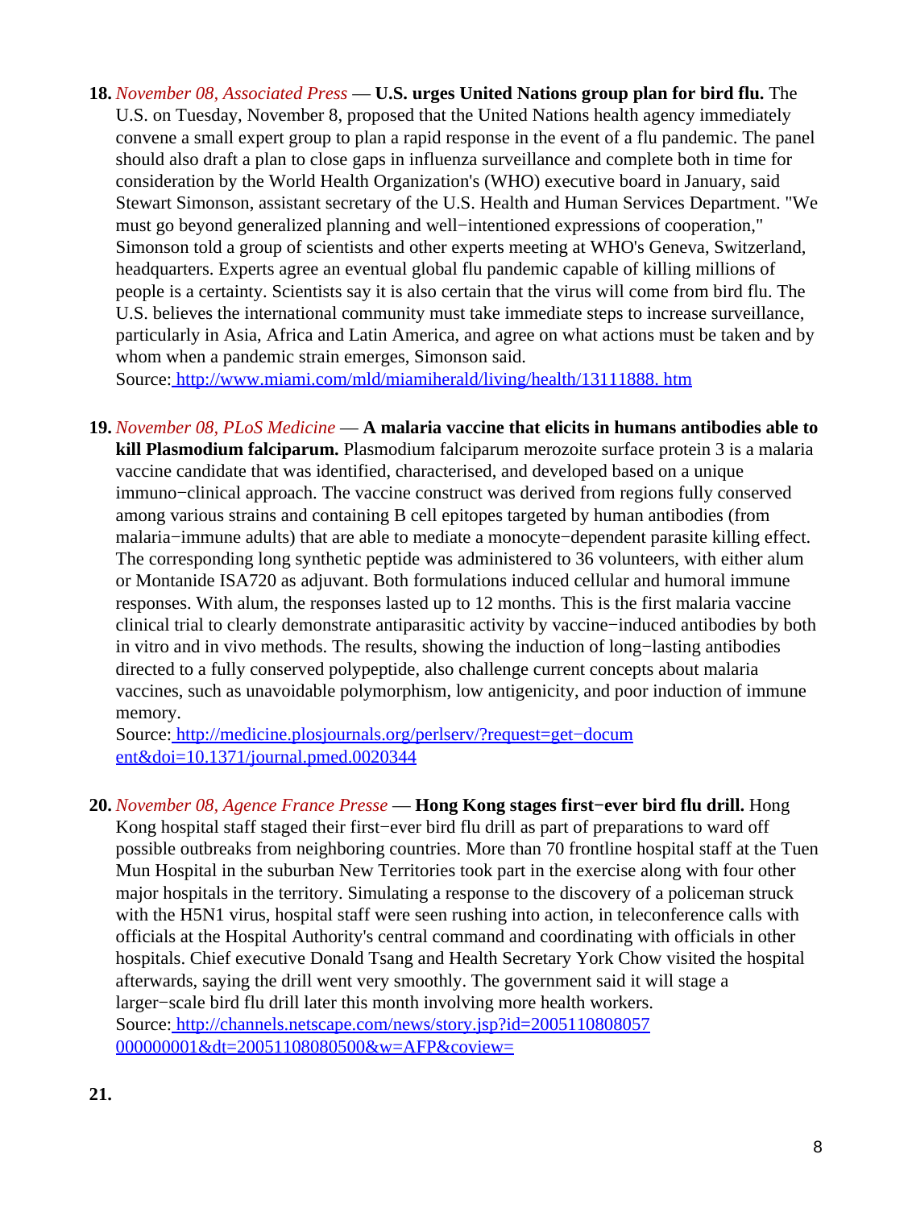18. *November 08, Associated Press* — **U.S. urges United Nations group plan for bird flu.** The U.S. on Tuesday, November 8, proposed that the United Nations health agency immediately convene a small expert group to plan a rapid response in the event of a flu pandemic. The panel should also draft a plan to close gaps in influenza surveillance and complete both in time for consideration by the World Health Organization's (WHO) executive board in January, said Stewart Simonson, assistant secretary of the U.S. Health and Human Services Department. "We must go beyond generalized planning and well−intentioned expressions of cooperation," Simonson told a group of scientists and other experts meeting at WHO's Geneva, Switzerland, headquarters. Experts agree an eventual global flu pandemic capable of killing millions of people is a certainty. Scientists say it is also certain that the virus will come from bird flu. The U.S. believes the international community must take immediate steps to increase surveillance, particularly in Asia, Africa and Latin America, and agree on what actions must be taken and by whom when a pandemic strain emerges, Simonson said.
Source: http://www.miami.com/mld/miamiherald/living/health/13111888. htm

19. *November 08, PLoS Medicine* — **A malaria vaccine that elicits in humans antibodies able to kill Plasmodium falciparum.** Plasmodium falciparum merozoite surface protein 3 is a malaria vaccine candidate that was identified, characterised, and developed based on a unique immuno−clinical approach. The vaccine construct was derived from regions fully conserved among various strains and containing B cell epitopes targeted by human antibodies (from malaria−immune adults) that are able to mediate a monocyte−dependent parasite killing effect. The corresponding long synthetic peptide was administered to 36 volunteers, with either alum or Montanide ISA720 as adjuvant. Both formulations induced cellular and humoral immune responses. With alum, the responses lasted up to 12 months. This is the first malaria vaccine clinical trial to clearly demonstrate antiparasitic activity by vaccine−induced antibodies by both in vitro and in vivo methods. The results, showing the induction of long−lasting antibodies directed to a fully conserved polypeptide, also challenge current concepts about malaria vaccines, such as unavoidable polymorphism, low antigenicity, and poor induction of immune memory.
Source: http://medicine.plosjournals.org/perlserv/?request=get−document&doi=10.1371/journal.pmed.0020344

20. *November 08, Agence France Presse* — **Hong Kong stages first−ever bird flu drill.** Hong Kong hospital staff staged their first−ever bird flu drill as part of preparations to ward off possible outbreaks from neighboring countries. More than 70 frontline hospital staff at the Tuen Mun Hospital in the suburban New Territories took part in the exercise along with four other major hospitals in the territory. Simulating a response to the discovery of a policeman struck with the H5N1 virus, hospital staff were seen rushing into action, in teleconference calls with officials at the Hospital Authority's central command and coordinating with officials in other hospitals. Chief executive Donald Tsang and Health Secretary York Chow visited the hospital afterwards, saying the drill went very smoothly. The government said it will stage a larger−scale bird flu drill later this month involving more health workers.
Source: http://channels.netscape.com/news/story.jsp?id=2005110808057000000001&dt=20051108080500&w=AFP&coview=

21.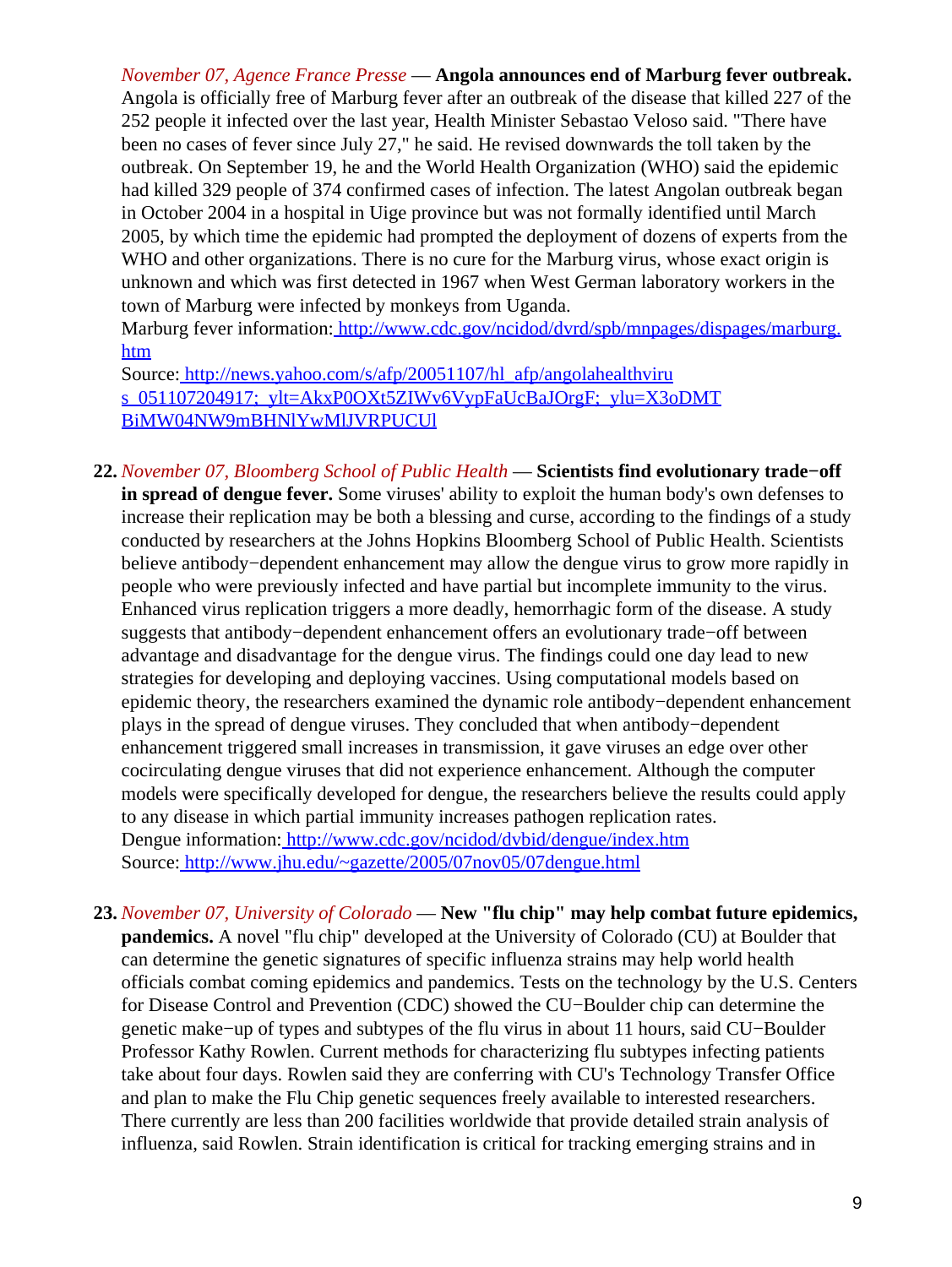*November 07, Agence France Presse* — **Angola announces end of Marburg fever outbreak.** Angola is officially free of Marburg fever after an outbreak of the disease that killed 227 of the 252 people it infected over the last year, Health Minister Sebastao Veloso said. "There have been no cases of fever since July 27," he said. He revised downwards the toll taken by the outbreak. On September 19, he and the World Health Organization (WHO) said the epidemic had killed 329 people of 374 confirmed cases of infection. The latest Angolan outbreak began in October 2004 in a hospital in Uige province but was not formally identified until March 2005, by which time the epidemic had prompted the deployment of dozens of experts from the WHO and other organizations. There is no cure for the Marburg virus, whose exact origin is unknown and which was first detected in 1967 when West German laboratory workers in the town of Marburg were infected by monkeys from Uganda.
Marburg fever information: http://www.cdc.gov/ncidod/dvrd/spb/mnpages/dispages/marburg.htm
Source: http://news.yahoo.com/s/afp/20051107/hl_afp/angolahealthvirus_051107204917;_ylt=AkxP0OXt5ZIWv6VypFaUcBaJOrgF;_ylu=X3oDMTBiMW04NW9mBHNlYwMlJVRPUCUl

22. *November 07, Bloomberg School of Public Health* — **Scientists find evolutionary trade−off in spread of dengue fever.** Some viruses' ability to exploit the human body's own defenses to increase their replication may be both a blessing and curse, according to the findings of a study conducted by researchers at the Johns Hopkins Bloomberg School of Public Health. Scientists believe antibody−dependent enhancement may allow the dengue virus to grow more rapidly in people who were previously infected and have partial but incomplete immunity to the virus. Enhanced virus replication triggers a more deadly, hemorrhagic form of the disease. A study suggests that antibody−dependent enhancement offers an evolutionary trade−off between advantage and disadvantage for the dengue virus. The findings could one day lead to new strategies for developing and deploying vaccines. Using computational models based on epidemic theory, the researchers examined the dynamic role antibody−dependent enhancement plays in the spread of dengue viruses. They concluded that when antibody−dependent enhancement triggered small increases in transmission, it gave viruses an edge over other cocirculating dengue viruses that did not experience enhancement. Although the computer models were specifically developed for dengue, the researchers believe the results could apply to any disease in which partial immunity increases pathogen replication rates.
Dengue information: http://www.cdc.gov/ncidod/dvbid/dengue/index.htm
Source: http://www.jhu.edu/~gazette/2005/07nov05/07dengue.html

23. *November 07, University of Colorado* — **New "flu chip" may help combat future epidemics, pandemics.** A novel "flu chip" developed at the University of Colorado (CU) at Boulder that can determine the genetic signatures of specific influenza strains may help world health officials combat coming epidemics and pandemics. Tests on the technology by the U.S. Centers for Disease Control and Prevention (CDC) showed the CU−Boulder chip can determine the genetic make−up of types and subtypes of the flu virus in about 11 hours, said CU−Boulder Professor Kathy Rowlen. Current methods for characterizing flu subtypes infecting patients take about four days. Rowlen said they are conferring with CU's Technology Transfer Office and plan to make the Flu Chip genetic sequences freely available to interested researchers. There currently are less than 200 facilities worldwide that provide detailed strain analysis of influenza, said Rowlen. Strain identification is critical for tracking emerging strains and in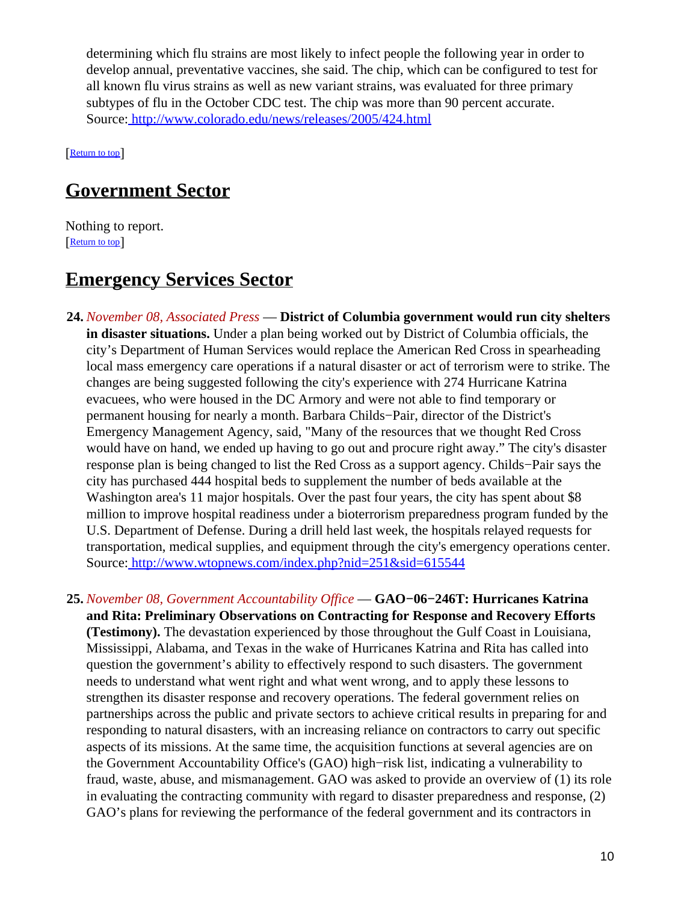determining which flu strains are most likely to infect people the following year in order to develop annual, preventative vaccines, she said. The chip, which can be configured to test for all known flu virus strains as well as new variant strains, was evaluated for three primary subtypes of flu in the October CDC test. The chip was more than 90 percent accurate.
Source: http://www.colorado.edu/news/releases/2005/424.html

[Return to top]

## Government Sector

Nothing to report.
[Return to top]

## Emergency Services Sector

24. *November 08, Associated Press* — **District of Columbia government would run city shelters in disaster situations.** Under a plan being worked out by District of Columbia officials, the city's Department of Human Services would replace the American Red Cross in spearheading local mass emergency care operations if a natural disaster or act of terrorism were to strike. The changes are being suggested following the city's experience with 274 Hurricane Katrina evacuees, who were housed in the DC Armory and were not able to find temporary or permanent housing for nearly a month. Barbara Childs−Pair, director of the District's Emergency Management Agency, said, "Many of the resources that we thought Red Cross would have on hand, we ended up having to go out and procure right away." The city's disaster response plan is being changed to list the Red Cross as a support agency. Childs−Pair says the city has purchased 444 hospital beds to supplement the number of beds available at the Washington area's 11 major hospitals. Over the past four years, the city has spent about $8 million to improve hospital readiness under a bioterrorism preparedness program funded by the U.S. Department of Defense. During a drill held last week, the hospitals relayed requests for transportation, medical supplies, and equipment through the city's emergency operations center.
Source: http://www.wtopnews.com/index.php?nid=251&sid=615544

25. *November 08, Government Accountability Office* — **GAO−06−246T: Hurricanes Katrina and Rita: Preliminary Observations on Contracting for Response and Recovery Efforts (Testimony).** The devastation experienced by those throughout the Gulf Coast in Louisiana, Mississippi, Alabama, and Texas in the wake of Hurricanes Katrina and Rita has called into question the government's ability to effectively respond to such disasters. The government needs to understand what went right and what went wrong, and to apply these lessons to strengthen its disaster response and recovery operations. The federal government relies on partnerships across the public and private sectors to achieve critical results in preparing for and responding to natural disasters, with an increasing reliance on contractors to carry out specific aspects of its missions. At the same time, the acquisition functions at several agencies are on the Government Accountability Office's (GAO) high−risk list, indicating a vulnerability to fraud, waste, abuse, and mismanagement. GAO was asked to provide an overview of (1) its role in evaluating the contracting community with regard to disaster preparedness and response, (2) GAO's plans for reviewing the performance of the federal government and its contractors in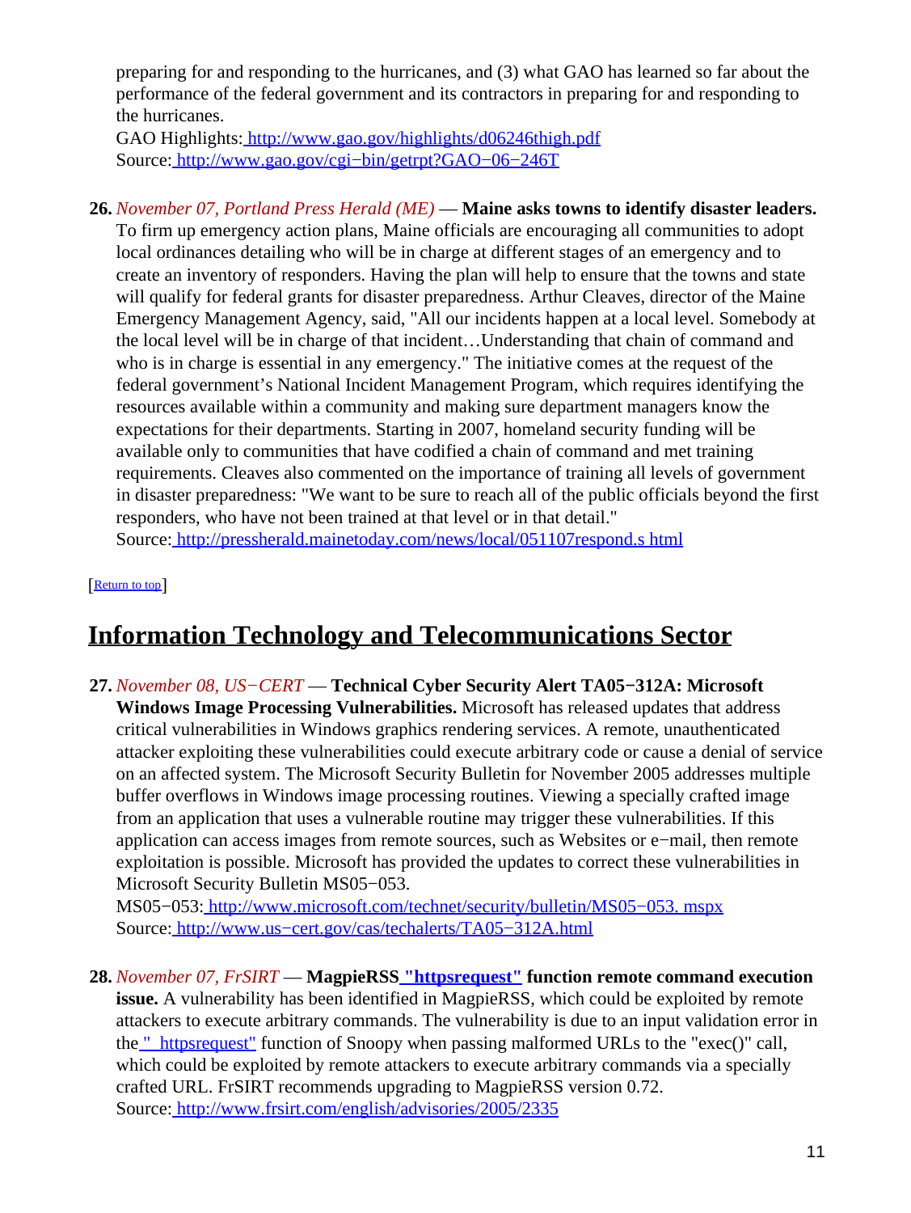preparing for and responding to the hurricanes, and (3) what GAO has learned so far about the performance of the federal government and its contractors in preparing for and responding to the hurricanes.
GAO Highlights: http://www.gao.gov/highlights/d06246thigh.pdf
Source: http://www.gao.gov/cgi−bin/getrpt?GAO−06−246T

26. *November 07, Portland Press Herald (ME)* — **Maine asks towns to identify disaster leaders.** To firm up emergency action plans, Maine officials are encouraging all communities to adopt local ordinances detailing who will be in charge at different stages of an emergency and to create an inventory of responders. Having the plan will help to ensure that the towns and state will qualify for federal grants for disaster preparedness. Arthur Cleaves, director of the Maine Emergency Management Agency, said, "All our incidents happen at a local level. Somebody at the local level will be in charge of that incident…Understanding that chain of command and who is in charge is essential in any emergency." The initiative comes at the request of the federal government's National Incident Management Program, which requires identifying the resources available within a community and making sure department managers know the expectations for their departments. Starting in 2007, homeland security funding will be available only to communities that have codified a chain of command and met training requirements. Cleaves also commented on the importance of training all levels of government in disaster preparedness: "We want to be sure to reach all of the public officials beyond the first responders, who have not been trained at that level or in that detail."
Source: http://pressherald.mainetoday.com/news/local/051107respond.s html

[Return to top]

## Information Technology and Telecommunications Sector

27. *November 08, US−CERT* — **Technical Cyber Security Alert TA05−312A: Microsoft Windows Image Processing Vulnerabilities.** Microsoft has released updates that address critical vulnerabilities in Windows graphics rendering services. A remote, unauthenticated attacker exploiting these vulnerabilities could execute arbitrary code or cause a denial of service on an affected system. The Microsoft Security Bulletin for November 2005 addresses multiple buffer overflows in Windows image processing routines. Viewing a specially crafted image from an application that uses a vulnerable routine may trigger these vulnerabilities. If this application can access images from remote sources, such as Websites or e−mail, then remote exploitation is possible. Microsoft has provided the updates to correct these vulnerabilities in Microsoft Security Bulletin MS05−053.
MS05−053: http://www.microsoft.com/technet/security/bulletin/MS05−053. mspx
Source: http://www.us−cert.gov/cas/techalerts/TA05−312A.html

28. *November 07, FrSIRT* — **MagpieRSS "httpsrequest" function remote command execution issue.** A vulnerability has been identified in MagpieRSS, which could be exploited by remote attackers to execute arbitrary commands. The vulnerability is due to an input validation error in the "_httpsrequest" function of Snoopy when passing malformed URLs to the "exec()" call, which could be exploited by remote attackers to execute arbitrary commands via a specially crafted URL. FrSIRT recommends upgrading to MagpieRSS version 0.72.
Source: http://www.frsirt.com/english/advisories/2005/2335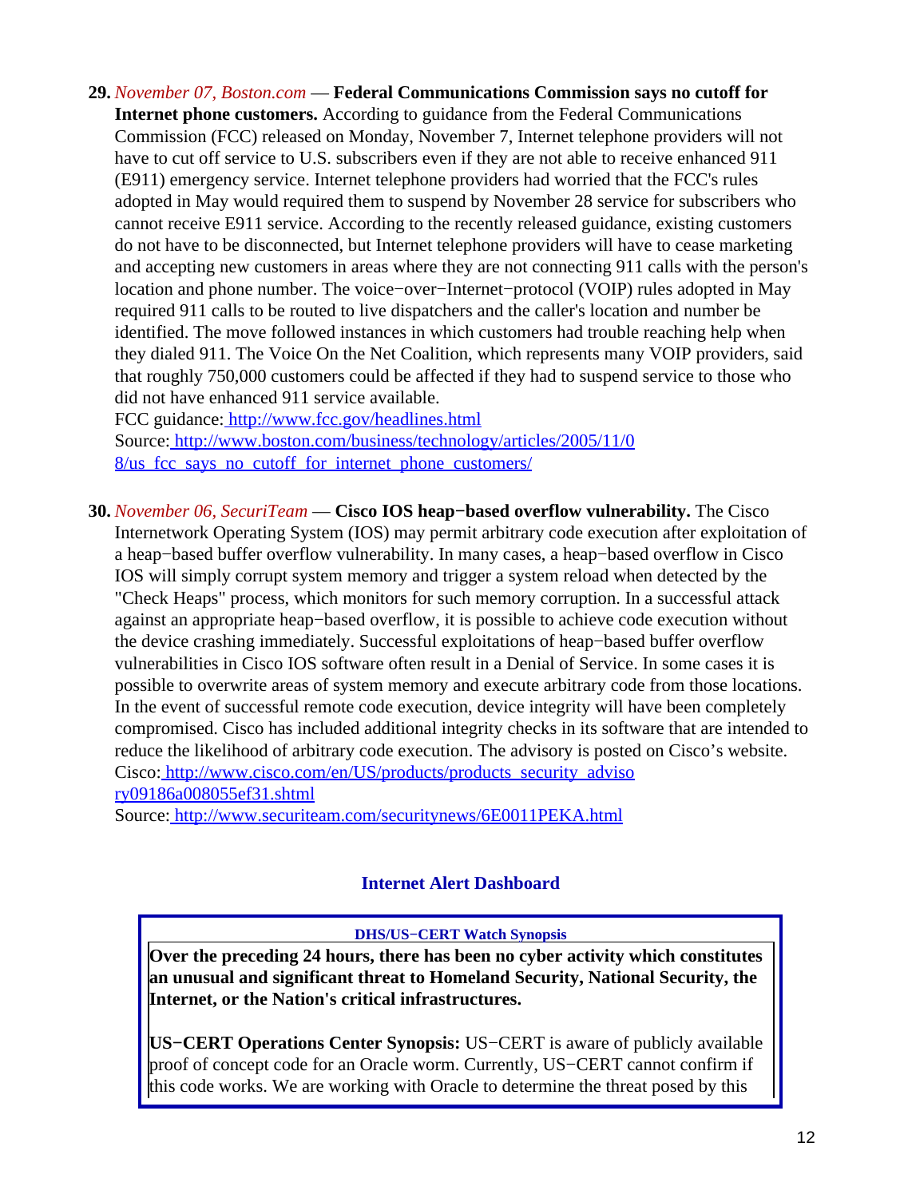**29.** *November 07, Boston.com* — **Federal Communications Commission says no cutoff for Internet phone customers.** According to guidance from the Federal Communications Commission (FCC) released on Monday, November 7, Internet telephone providers will not have to cut off service to U.S. subscribers even if they are not able to receive enhanced 911 (E911) emergency service. Internet telephone providers had worried that the FCC's rules adopted in May would required them to suspend by November 28 service for subscribers who cannot receive E911 service. According to the recently released guidance, existing customers do not have to be disconnected, but Internet telephone providers will have to cease marketing and accepting new customers in areas where they are not connecting 911 calls with the person's location and phone number. The voice−over−Internet−protocol (VOIP) rules adopted in May required 911 calls to be routed to live dispatchers and the caller's location and number be identified. The move followed instances in which customers had trouble reaching help when they dialed 911. The Voice On the Net Coalition, which represents many VOIP providers, said that roughly 750,000 customers could be affected if they had to suspend service to those who did not have enhanced 911 service available.
FCC guidance: http://www.fcc.gov/headlines.html
Source: http://www.boston.com/business/technology/articles/2005/11/08/us_fcc_says_no_cutoff_for_internet_phone_customers/

**30.** *November 06, SecuriTeam* — **Cisco IOS heap−based overflow vulnerability.** The Cisco Internetwork Operating System (IOS) may permit arbitrary code execution after exploitation of a heap−based buffer overflow vulnerability. In many cases, a heap−based overflow in Cisco IOS will simply corrupt system memory and trigger a system reload when detected by the "Check Heaps" process, which monitors for such memory corruption. In a successful attack against an appropriate heap−based overflow, it is possible to achieve code execution without the device crashing immediately. Successful exploitations of heap−based buffer overflow vulnerabilities in Cisco IOS software often result in a Denial of Service. In some cases it is possible to overwrite areas of system memory and execute arbitrary code from those locations. In the event of successful remote code execution, device integrity will have been completely compromised. Cisco has included additional integrity checks in its software that are intended to reduce the likelihood of arbitrary code execution. The advisory is posted on Cisco's website.
Cisco: http://www.cisco.com/en/US/products/products_security_advisory09186a008055ef31.shtml
Source: http://www.securiteam.com/securitynews/6E0011PEKA.html

## Internet Alert Dashboard

**DHS/US−CERT Watch Synopsis**

**Over the preceding 24 hours, there has been no cyber activity which constitutes an unusual and significant threat to Homeland Security, National Security, the Internet, or the Nation's critical infrastructures.**

**US−CERT Operations Center Synopsis:** US−CERT is aware of publicly available proof of concept code for an Oracle worm. Currently, US−CERT cannot confirm if this code works. We are working with Oracle to determine the threat posed by this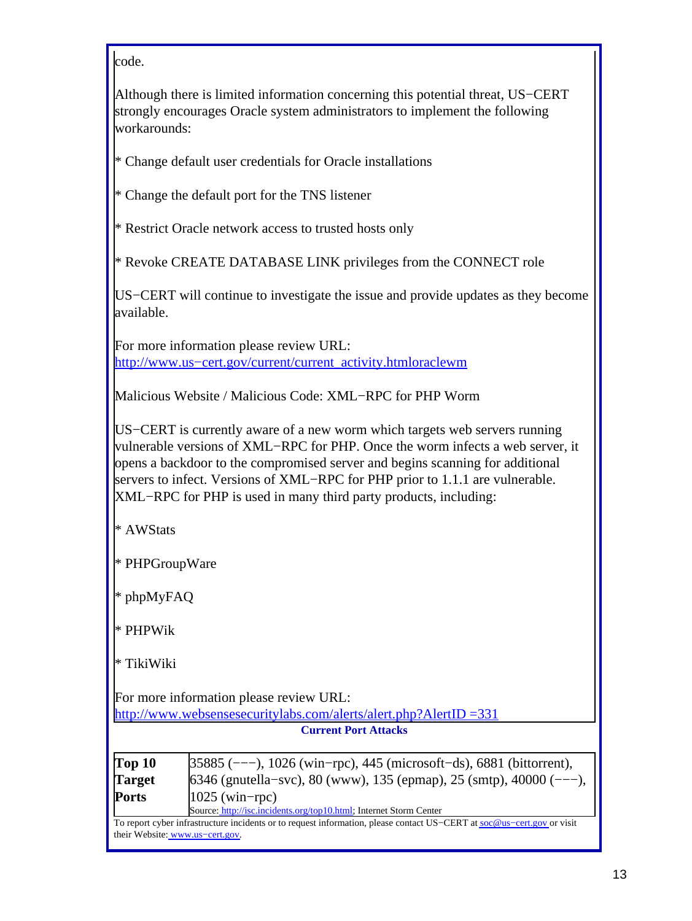code.

Although there is limited information concerning this potential threat, US−CERT strongly encourages Oracle system administrators to implement the following workarounds:

* Change default user credentials for Oracle installations

* Change the default port for the TNS listener

* Restrict Oracle network access to trusted hosts only

* Revoke CREATE DATABASE LINK privileges from the CONNECT role

US−CERT will continue to investigate the issue and provide updates as they become available.

For more information please review URL:
http://www.us−cert.gov/current/current_activity.htmloraclewm

Malicious Website / Malicious Code: XML−RPC for PHP Worm

US−CERT is currently aware of a new worm which targets web servers running vulnerable versions of XML−RPC for PHP. Once the worm infects a web server, it opens a backdoor to the compromised server and begins scanning for additional servers to infect. Versions of XML−RPC for PHP prior to 1.1.1 are vulnerable. XML−RPC for PHP is used in many third party products, including:

* AWStats

* PHPGroupWare

* phpMyFAQ

* PHPWik

* TikiWiki

For more information please review URL:
http://www.websensesecuritylabs.com/alerts/alert.php?AlertID =331

**Current Port Attacks**

| **Top 10 Target Ports** | 35885 (−−−), 1026 (win−rpc), 445 (microsoft−ds), 6881 (bittorrent), 6346 (gnutella−svc), 80 (www), 135 (epmap), 25 (smtp), 40000 (−−−), 1025 (win−rpc) |
|---|---|
| | Source: http://isc.incidents.org/top10.html; Internet Storm Center |

To report cyber infrastructure incidents or to request information, please contact US−CERT at soc@us−cert.gov or visit their Website: www.us−cert.gov.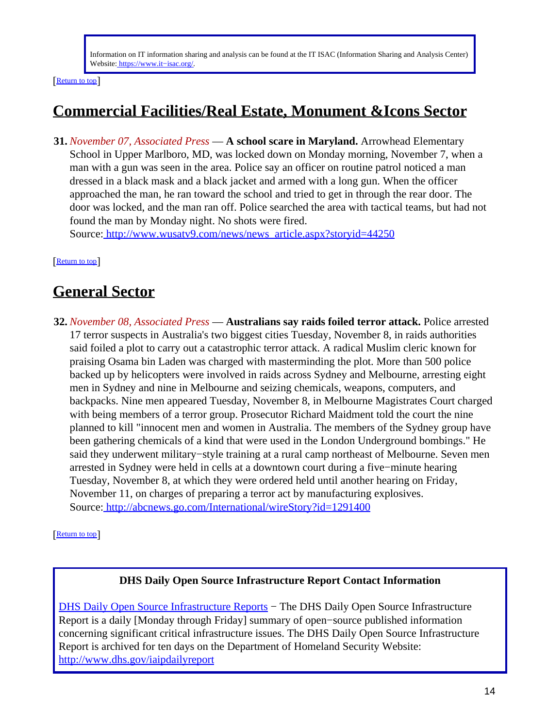Information on IT information sharing and analysis can be found at the IT ISAC (Information Sharing and Analysis Center) Website: https://www.it−isac.org/.

[Return to top]

## Commercial Facilities/Real Estate, Monument &Icons Sector

**31.** *November 07, Associated Press* — **A school scare in Maryland.** Arrowhead Elementary School in Upper Marlboro, MD, was locked down on Monday morning, November 7, when a man with a gun was seen in the area. Police say an officer on routine patrol noticed a man dressed in a black mask and a black jacket and armed with a long gun. When the officer approached the man, he ran toward the school and tried to get in through the rear door. The door was locked, and the man ran off. Police searched the area with tactical teams, but had not found the man by Monday night. No shots were fired.
Source: http://www.wusatv9.com/news/news_article.aspx?storyid=44250

[Return to top]

## General Sector

**32.** *November 08, Associated Press* — **Australians say raids foiled terror attack.** Police arrested 17 terror suspects in Australia's two biggest cities Tuesday, November 8, in raids authorities said foiled a plot to carry out a catastrophic terror attack. A radical Muslim cleric known for praising Osama bin Laden was charged with masterminding the plot. More than 500 police backed up by helicopters were involved in raids across Sydney and Melbourne, arresting eight men in Sydney and nine in Melbourne and seizing chemicals, weapons, computers, and backpacks. Nine men appeared Tuesday, November 8, in Melbourne Magistrates Court charged with being members of a terror group. Prosecutor Richard Maidment told the court the nine planned to kill "innocent men and women in Australia. The members of the Sydney group have been gathering chemicals of a kind that were used in the London Underground bombings." He said they underwent military−style training at a rural camp northeast of Melbourne. Seven men arrested in Sydney were held in cells at a downtown court during a five−minute hearing Tuesday, November 8, at which they were ordered held until another hearing on Friday, November 11, on charges of preparing a terror act by manufacturing explosives.
Source: http://abcnews.go.com/International/wireStory?id=1291400

[Return to top]

**DHS Daily Open Source Infrastructure Report Contact Information**

DHS Daily Open Source Infrastructure Reports − The DHS Daily Open Source Infrastructure Report is a daily [Monday through Friday] summary of open−source published information concerning significant critical infrastructure issues. The DHS Daily Open Source Infrastructure Report is archived for ten days on the Department of Homeland Security Website: http://www.dhs.gov/iaipdailyreport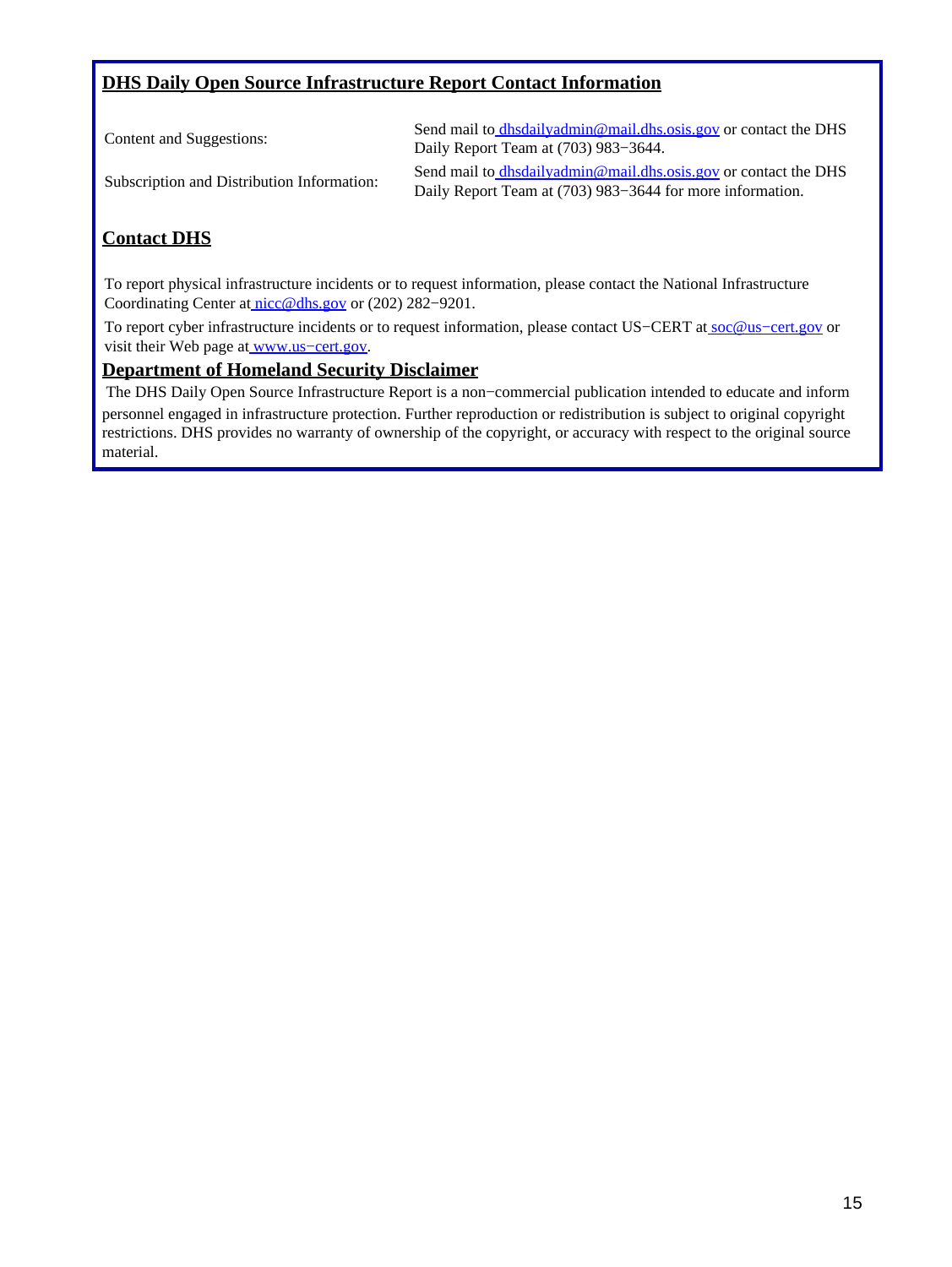## DHS Daily Open Source Infrastructure Report Contact Information

| | |
|---|---|
| Content and Suggestions: | Send mail to dhsdailyadmin@mail.dhs.osis.gov or contact the DHS Daily Report Team at (703) 983−3644. |
| Subscription and Distribution Information: | Send mail to dhsdailyadmin@mail.dhs.osis.gov or contact the DHS Daily Report Team at (703) 983−3644 for more information. |

## Contact DHS

To report physical infrastructure incidents or to request information, please contact the National Infrastructure Coordinating Center at nicc@dhs.gov or (202) 282−9201.

To report cyber infrastructure incidents or to request information, please contact US−CERT at soc@us−cert.gov or visit their Web page at www.us−cert.gov.

## Department of Homeland Security Disclaimer

The DHS Daily Open Source Infrastructure Report is a non−commercial publication intended to educate and inform personnel engaged in infrastructure protection. Further reproduction or redistribution is subject to original copyright restrictions. DHS provides no warranty of ownership of the copyright, or accuracy with respect to the original source material.